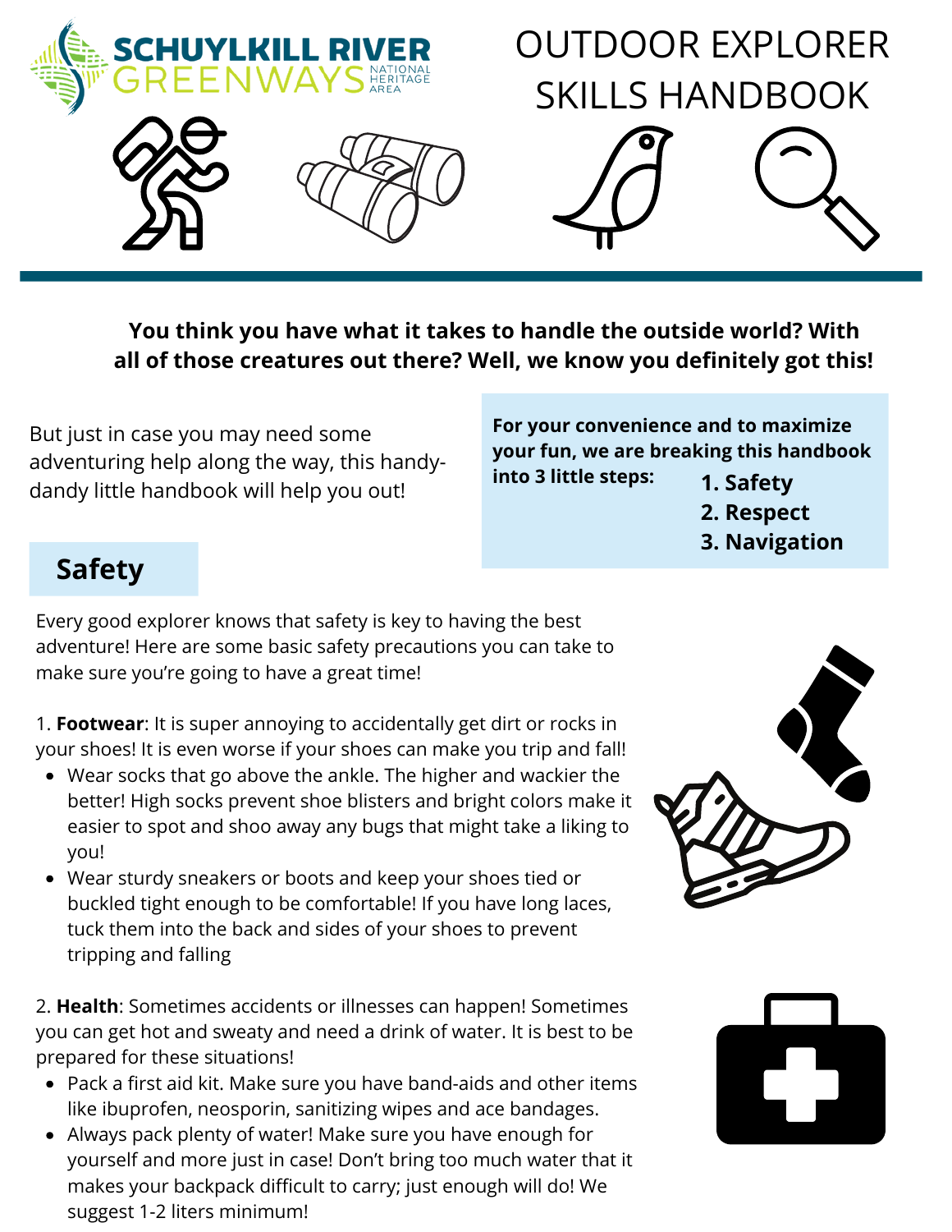SCHUYLKILL RIVER GREENWAYS NATIONAL HERITAGE AREA

# OUTDOOR EXPLORER SKILLS HANDBOOK

**You think you have what it takes to handle the outside world? With all of those creatures out there? Well, we know you definitely got this!**

But just in case you may need some adventuring help along the way, this handy-dandy little handbook will help you out!

**For your convenience and to maximize your fun, we are breaking this handbook into 3 little steps:**

1. **Safety**
2. **Respect**
3. **Navigation**

## Safety

Every good explorer knows that safety is key to having the best adventure! Here are some basic safety precautions you can take to make sure you're going to have a great time!

1. **Footwear**: It is super annoying to accidentally get dirt or rocks in your shoes! It is even worse if your shoes can make you trip and fall!
   - Wear socks that go above the ankle. The higher and wackier the better! High socks prevent shoe blisters and bright colors make it easier to spot and shoo away any bugs that might take a liking to you!
   - Wear sturdy sneakers or boots and keep your shoes tied or buckled tight enough to be comfortable! If you have long laces, tuck them into the back and sides of your shoes to prevent tripping and falling

2. **Health**: Sometimes accidents or illnesses can happen! Sometimes you can get hot and sweaty and need a drink of water. It is best to be prepared for these situations!
   - Pack a first aid kit. Make sure you have band-aids and other items like ibuprofen, neosporin, sanitizing wipes and ace bandages.
   - Always pack plenty of water! Make sure you have enough for yourself and more just in case! Don't bring too much water that it makes your backpack difficult to carry; just enough will do! We suggest 1-2 liters minimum!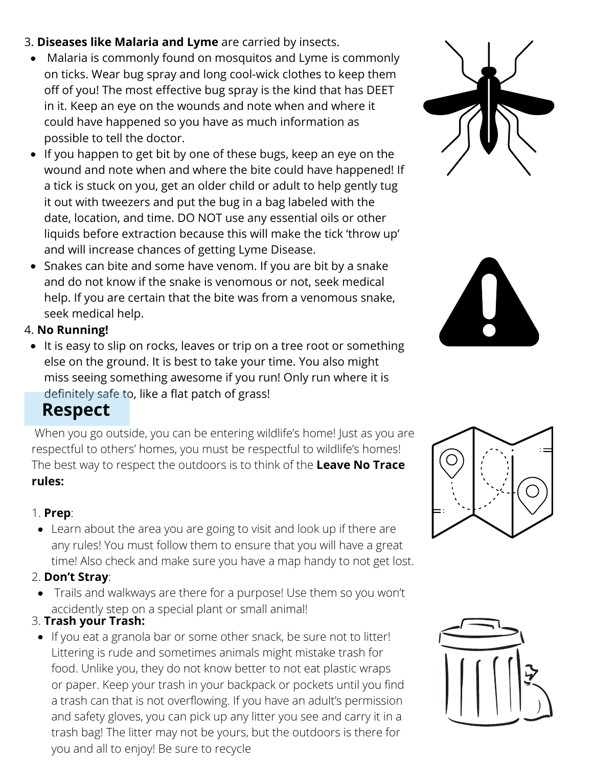3. **Diseases like Malaria and Lyme** are carried by insects.
   - Malaria is commonly found on mosquitos and Lyme is commonly on ticks. Wear bug spray and long cool-wick clothes to keep them off of you! The most effective bug spray is the kind that has DEET in it. Keep an eye on the wounds and note when and where it could have happened so you have as much information as possible to tell the doctor.
   - If you happen to get bit by one of these bugs, keep an eye on the wound and note when and where the bite could have happened! If a tick is stuck on you, get an older child or adult to help gently tug it out with tweezers and put the bug in a bag labeled with the date, location, and time. DO NOT use any essential oils or other liquids before extraction because this will make the tick 'throw up' and will increase chances of getting Lyme Disease.
   - Snakes can bite and some have venom. If you are bit by a snake and do not know if the snake is venomous or not, seek medical help. If you are certain that the bite was from a venomous snake, seek medical help.
4. **No Running!**
   - It is easy to slip on rocks, leaves or trip on a tree root or something else on the ground. It is best to take your time. You also might miss seeing something awesome if you run! Only run where it is definitely safe to, like a flat patch of grass!

## Respect

When you go outside, you can be entering wildlife's home! Just as you are respectful to others' homes, you must be respectful to wildlife's homes! The best way to respect the outdoors is to think of the **Leave No Trace rules:**

1. **Prep**:
   - Learn about the area you are going to visit and look up if there are any rules! You must follow them to ensure that you will have a great time! Also check and make sure you have a map handy to not get lost.
2. **Don't Stray**:
   - Trails and walkways are there for a purpose! Use them so you won't accidently step on a special plant or small animal!
3. **Trash your Trash:**
   - If you eat a granola bar or some other snack, be sure not to litter! Littering is rude and sometimes animals might mistake trash for food. Unlike you, they do not know better to not eat plastic wraps or paper. Keep your trash in your backpack or pockets until you find a trash can that is not overflowing. If you have an adult's permission and safety gloves, you can pick up any litter you see and carry it in a trash bag! The litter may not be yours, but the outdoors is there for you and all to enjoy! Be sure to recycle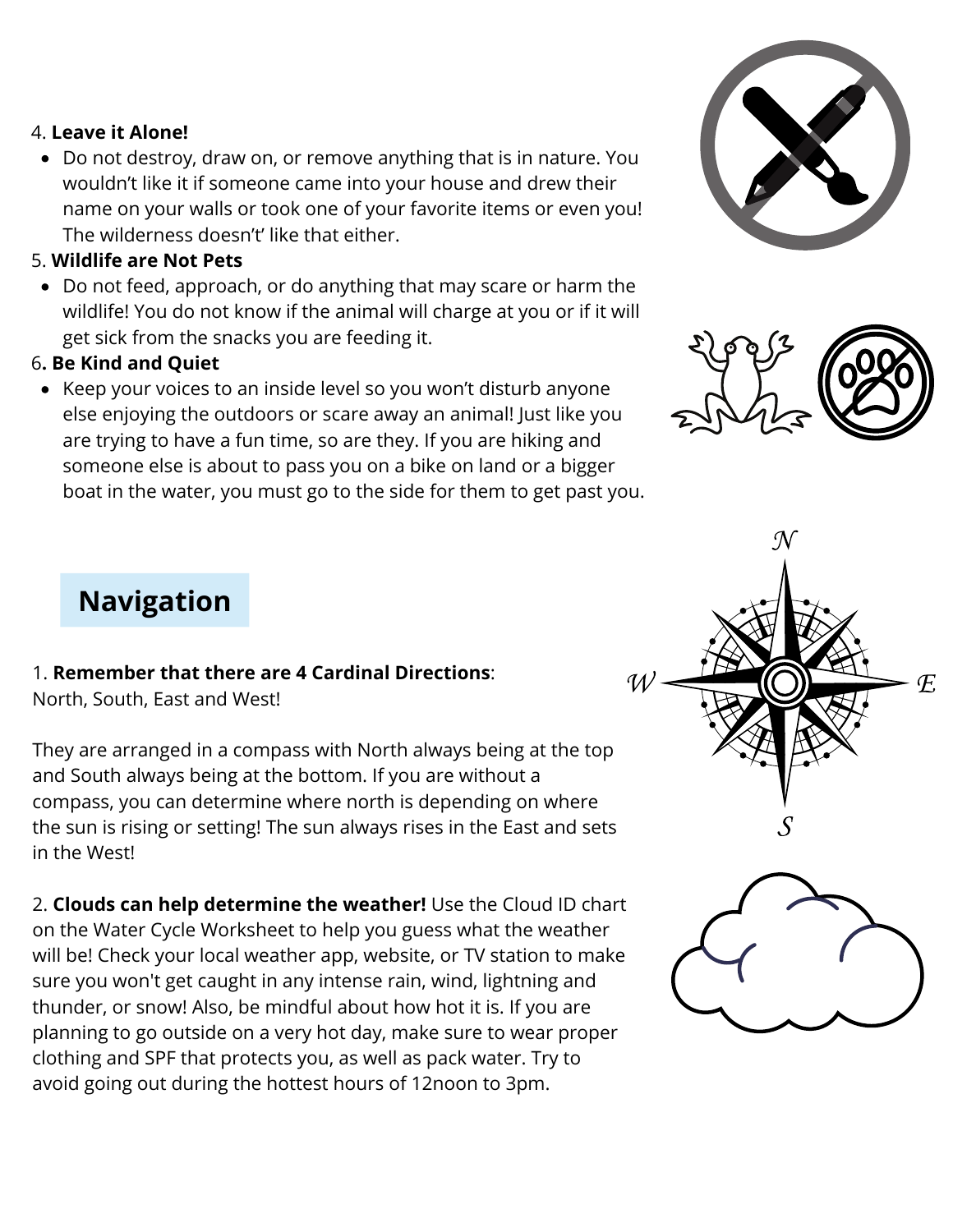4. **Leave it Alone!**

- Do not destroy, draw on, or remove anything that is in nature. You wouldn't like it if someone came into your house and drew their name on your walls or took one of your favorite items or even you! The wilderness doesn't' like that either.

5. **Wildlife are Not Pets**

- Do not feed, approach, or do anything that may scare or harm the wildlife! You do not know if the animal will charge at you or if it will get sick from the snacks you are feeding it.

6. **Be Kind and Quiet**

- Keep your voices to an inside level so you won't disturb anyone else enjoying the outdoors or scare away an animal! Just like you are trying to have a fun time, so are they. If you are hiking and someone else is about to pass you on a bike on land or a bigger boat in the water, you must go to the side for them to get past you.

## Navigation

1. **Remember that there are 4 Cardinal Directions**:
North, South, East and West!

They are arranged in a compass with North always being at the top and South always being at the bottom. If you are without a compass, you can determine where north is depending on where the sun is rising or setting! The sun always rises in the East and sets in the West!

N

W

E

S

2. **Clouds can help determine the weather!** Use the Cloud ID chart on the Water Cycle Worksheet to help you guess what the weather will be! Check your local weather app, website, or TV station to make sure you won't get caught in any intense rain, wind, lightning and thunder, or snow! Also, be mindful about how hot it is. If you are planning to go outside on a very hot day, make sure to wear proper clothing and SPF that protects you, as well as pack water. Try to avoid going out during the hottest hours of 12noon to 3pm.